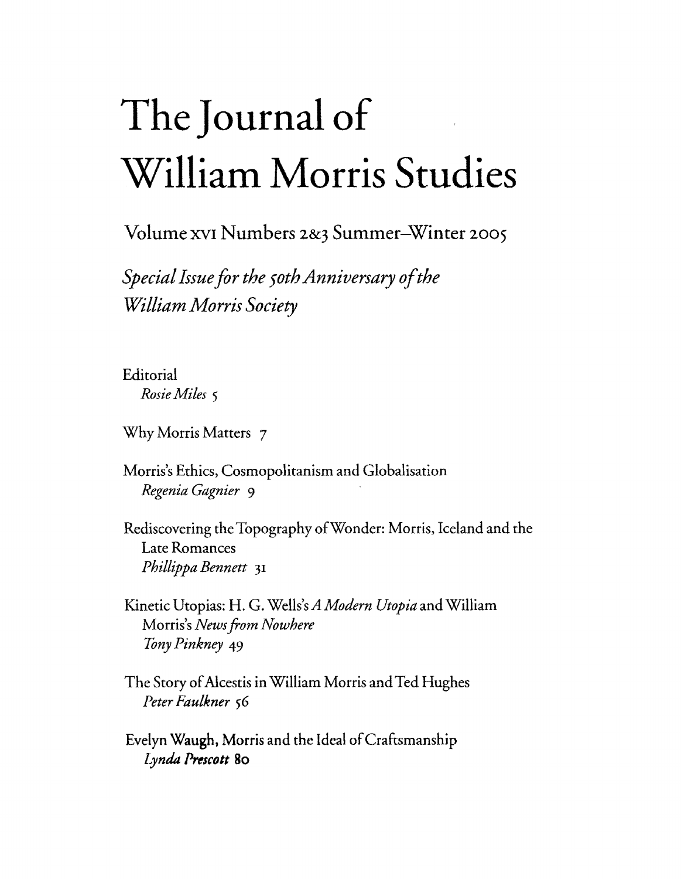# The Journal of William Morris Studies

Volume XVI Numbers 2&3 Summer–Winter 2005

*Special Issue for the 50th Anniversary of the William Morris Society*

Editorial
*Rosie Miles* 5

Why Morris Matters 7

Morris's Ethics, Cosmopolitanism and Globalisation
*Regenia Gagnier* 9

Rediscovering the Topography of Wonder: Morris, Iceland and the Late Romances
*Phillippa Bennett* 31

Kinetic Utopias: H. G. Wells's *A Modern Utopia* and William Morris's *News from Nowhere*
*Tony Pinkney* 49

The Story of Alcestis in William Morris and Ted Hughes
*Peter Faulkner* 56

Evelyn Waugh, Morris and the Ideal of Craftsmanship
*Lynda Prescott* 80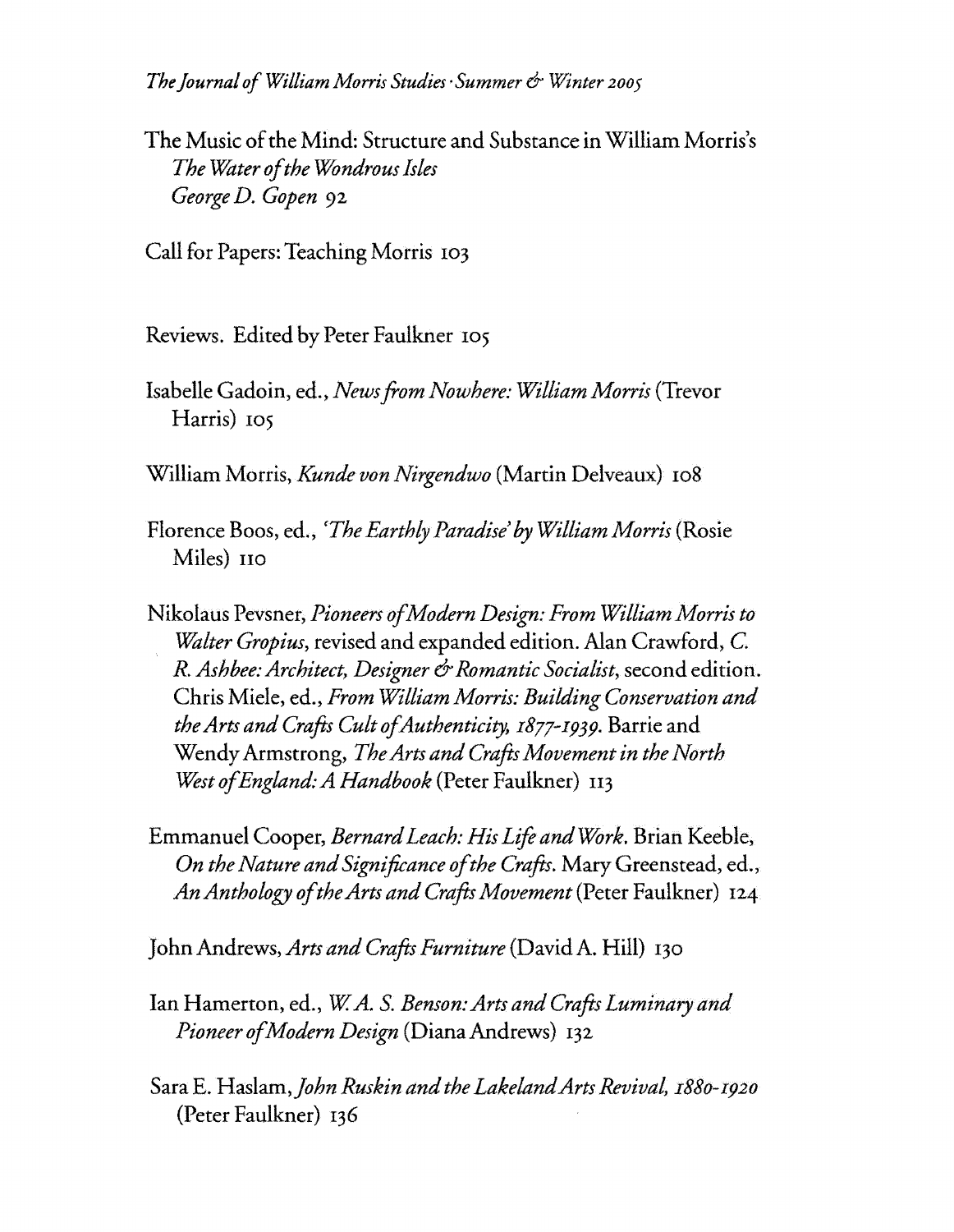The Music of the Mind: Structure and Substance in William Morris's *The Water of the Wondrous Isles*
*George D. Gopen* 92

Call for Papers: Teaching Morris 103

Reviews. Edited by Peter Faulkner 105

Isabelle Gadoin, ed., *News from Nowhere: William Morris* (Trevor Harris) 105

William Morris, *Kunde von Nirgendwo* (Martin Delveaux) 108

Florence Boos, ed., *'The Earthly Paradise' by William Morris* (Rosie Miles) 110

Nikolaus Pevsner, *Pioneers of Modern Design: From William Morris to Walter Gropius*, revised and expanded edition. Alan Crawford, *C. R. Ashbee: Architect, Designer & Romantic Socialist*, second edition. Chris Miele, ed., *From William Morris: Building Conservation and the Arts and Crafts Cult of Authenticity, 1877-1939*. Barrie and Wendy Armstrong, *The Arts and Crafts Movement in the North West of England: A Handbook* (Peter Faulkner) 113

Emmanuel Cooper, *Bernard Leach: His Life and Work*. Brian Keeble, *On the Nature and Significance of the Crafts*. Mary Greenstead, ed., *An Anthology of the Arts and Crafts Movement* (Peter Faulkner) 124

John Andrews, *Arts and Crafts Furniture* (David A. Hill) 130

Ian Hamerton, ed., *W. A. S. Benson: Arts and Crafts Luminary and Pioneer of Modern Design* (Diana Andrews) 132

Sara E. Haslam, *John Ruskin and the Lakeland Arts Revival, 1880-1920* (Peter Faulkner) 136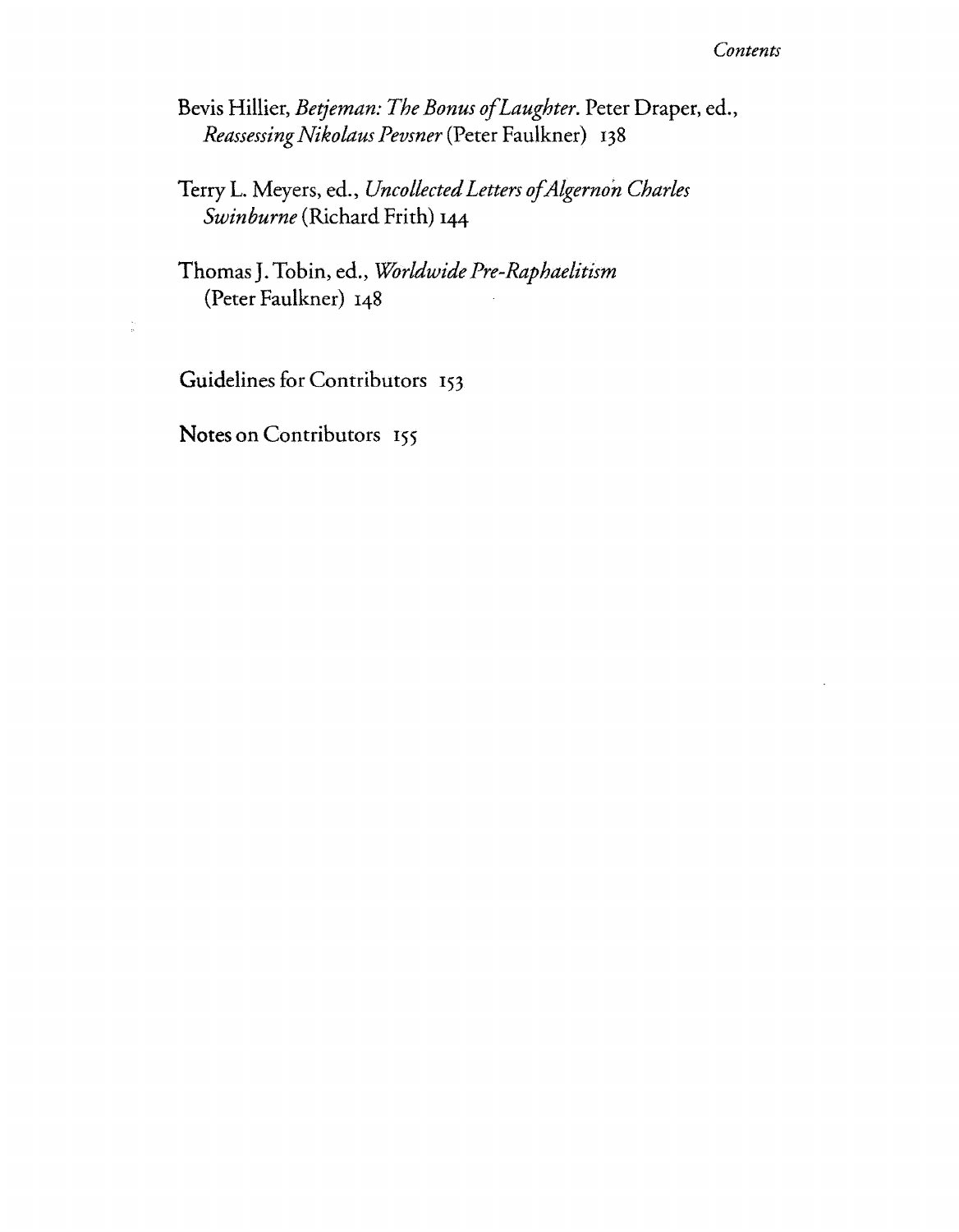Bevis Hillier, *Betjeman: The Bonus of Laughter*. Peter Draper, ed., *Reassessing Nikolaus Pevsner* (Peter Faulkner) 138

Terry L. Meyers, ed., *Uncollected Letters of Algernon Charles Swinburne* (Richard Frith) 144

Thomas J. Tobin, ed., *Worldwide Pre-Raphaelitism* (Peter Faulkner) 148

Guidelines for Contributors 153

Notes on Contributors 155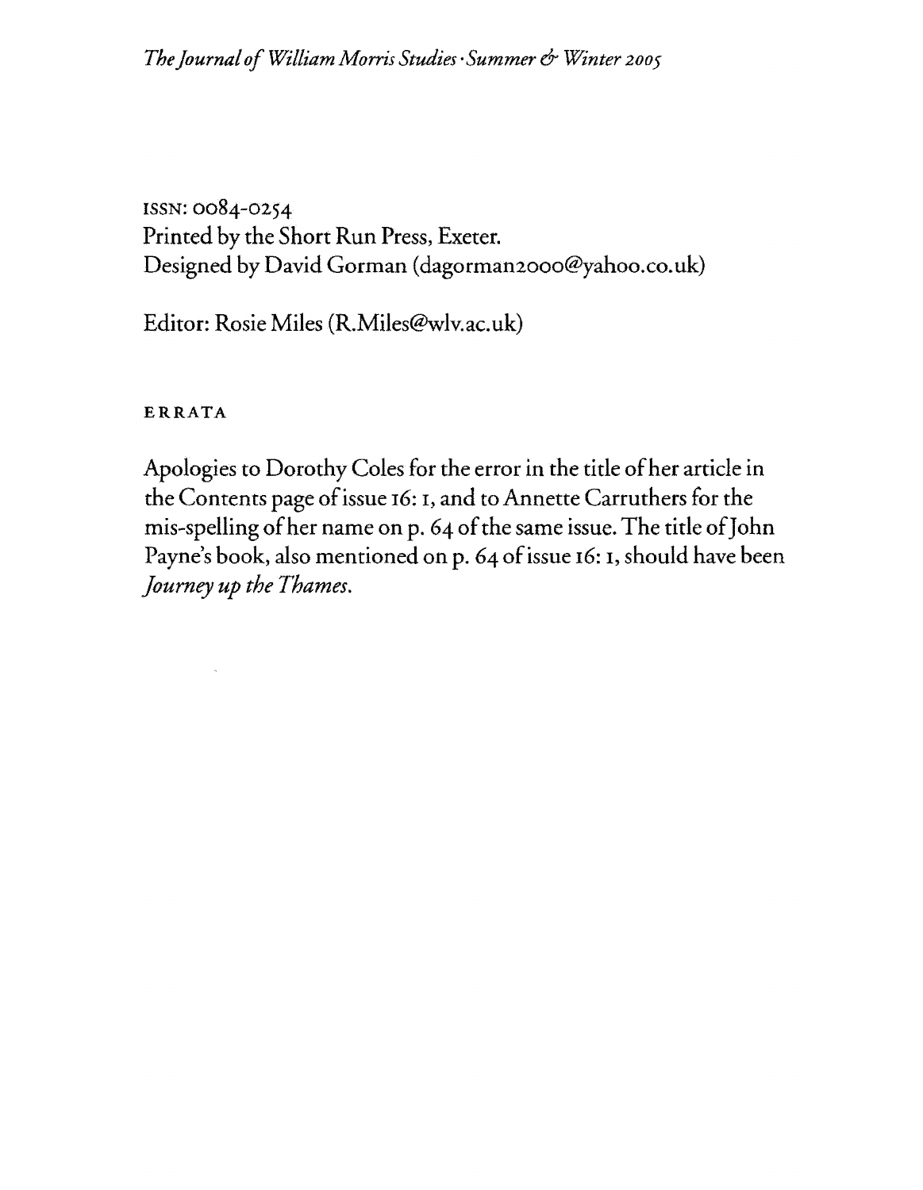ISSN: 0084-0254
Printed by the Short Run Press, Exeter.
Designed by David Gorman (dagorman2000@yahoo.co.uk)

Editor: Rosie Miles (R.Miles@wlv.ac.uk)

**ERRATA**

Apologies to Dorothy Coles for the error in the title of her article in the Contents page of issue 16: 1, and to Annette Carruthers for the mis-spelling of her name on p. 64 of the same issue. The title of John Payne's book, also mentioned on p. 64 of issue 16: 1, should have been *Journey up the Thames*.